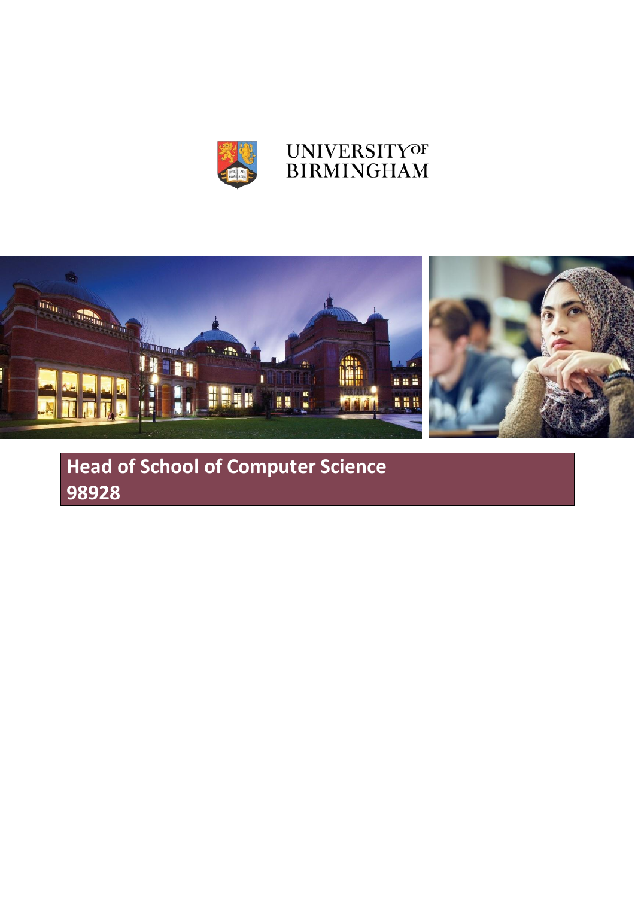UNIVERSITY OF BIRMINGHAM

# Head of School of Computer Science 98928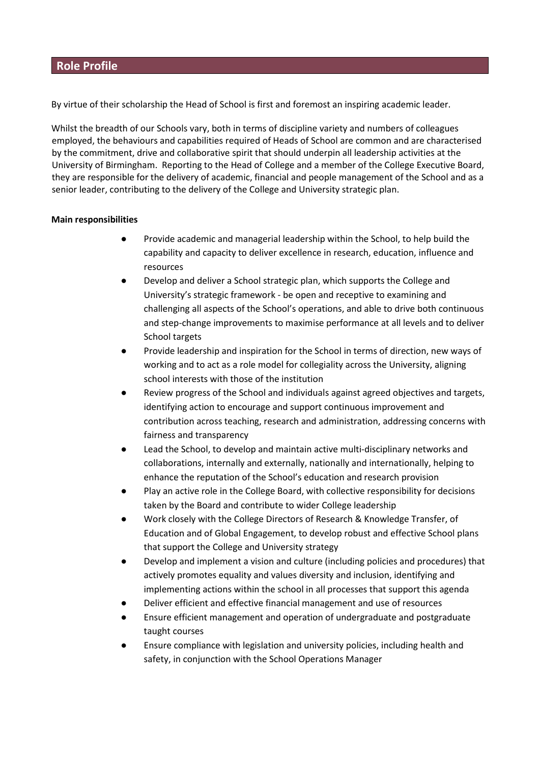## Role Profile

By virtue of their scholarship the Head of School is first and foremost an inspiring academic leader.

Whilst the breadth of our Schools vary, both in terms of discipline variety and numbers of colleagues employed, the behaviours and capabilities required of Heads of School are common and are characterised by the commitment, drive and collaborative spirit that should underpin all leadership activities at the University of Birmingham. Reporting to the Head of College and a member of the College Executive Board, they are responsible for the delivery of academic, financial and people management of the School and as a senior leader, contributing to the delivery of the College and University strategic plan.

**Main responsibilities**

- Provide academic and managerial leadership within the School, to help build the capability and capacity to deliver excellence in research, education, influence and resources
- Develop and deliver a School strategic plan, which supports the College and University's strategic framework - be open and receptive to examining and challenging all aspects of the School's operations, and able to drive both continuous and step-change improvements to maximise performance at all levels and to deliver School targets
- Provide leadership and inspiration for the School in terms of direction, new ways of working and to act as a role model for collegiality across the University, aligning school interests with those of the institution
- Review progress of the School and individuals against agreed objectives and targets, identifying action to encourage and support continuous improvement and contribution across teaching, research and administration, addressing concerns with fairness and transparency
- Lead the School, to develop and maintain active multi-disciplinary networks and collaborations, internally and externally, nationally and internationally, helping to enhance the reputation of the School's education and research provision
- Play an active role in the College Board, with collective responsibility for decisions taken by the Board and contribute to wider College leadership
- Work closely with the College Directors of Research & Knowledge Transfer, of Education and of Global Engagement, to develop robust and effective School plans that support the College and University strategy
- Develop and implement a vision and culture (including policies and procedures) that actively promotes equality and values diversity and inclusion, identifying and implementing actions within the school in all processes that support this agenda
- Deliver efficient and effective financial management and use of resources
- Ensure efficient management and operation of undergraduate and postgraduate taught courses
- Ensure compliance with legislation and university policies, including health and safety, in conjunction with the School Operations Manager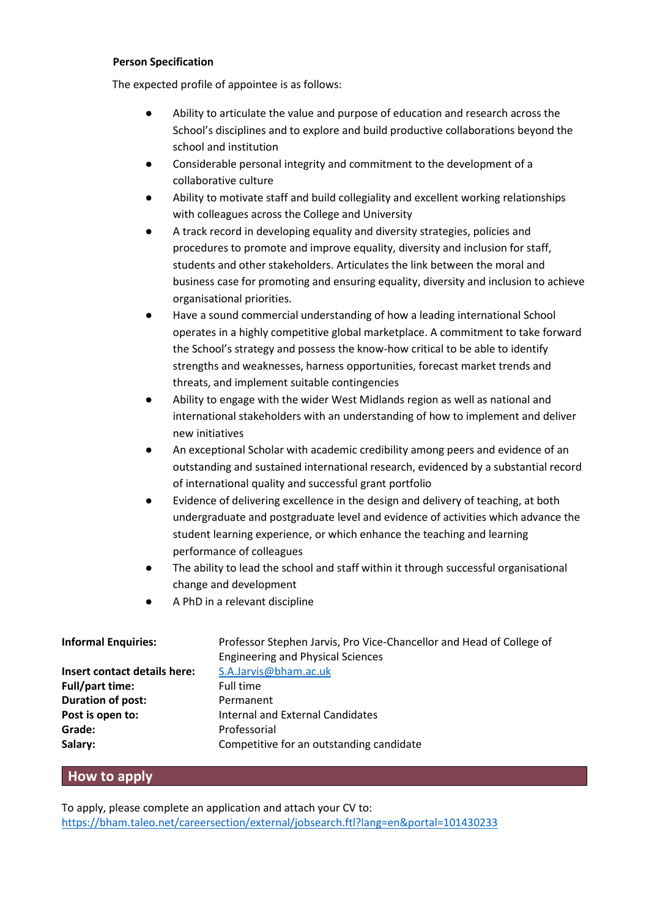**Person Specification**

The expected profile of appointee is as follows:

- Ability to articulate the value and purpose of education and research across the School's disciplines and to explore and build productive collaborations beyond the school and institution
- Considerable personal integrity and commitment to the development of a collaborative culture
- Ability to motivate staff and build collegiality and excellent working relationships with colleagues across the College and University
- A track record in developing equality and diversity strategies, policies and procedures to promote and improve equality, diversity and inclusion for staff, students and other stakeholders. Articulates the link between the moral and business case for promoting and ensuring equality, diversity and inclusion to achieve organisational priorities.
- Have a sound commercial understanding of how a leading international School operates in a highly competitive global marketplace. A commitment to take forward the School's strategy and possess the know-how critical to be able to identify strengths and weaknesses, harness opportunities, forecast market trends and threats, and implement suitable contingencies
- Ability to engage with the wider West Midlands region as well as national and international stakeholders with an understanding of how to implement and deliver new initiatives
- An exceptional Scholar with academic credibility among peers and evidence of an outstanding and sustained international research, evidenced by a substantial record of international quality and successful grant portfolio
- Evidence of delivering excellence in the design and delivery of teaching, at both undergraduate and postgraduate level and evidence of activities which advance the student learning experience, or which enhance the teaching and learning performance of colleagues
- The ability to lead the school and staff within it through successful organisational change and development
- A PhD in a relevant discipline

| | |
|---|---|
| **Informal Enquiries:** | Professor Stephen Jarvis, Pro Vice-Chancellor and Head of College of Engineering and Physical Sciences |
| **Insert contact details here:** | S.A.Jarvis@bham.ac.uk |
| **Full/part time:** | Full time |
| **Duration of post:** | Permanent |
| **Post is open to:** | Internal and External Candidates |
| **Grade:** | Professorial |
| **Salary:** | Competitive for an outstanding candidate |

## How to apply

To apply, please complete an application and attach your CV to:
https://bham.taleo.net/careersection/external/jobsearch.ftl?lang=en&portal=101430233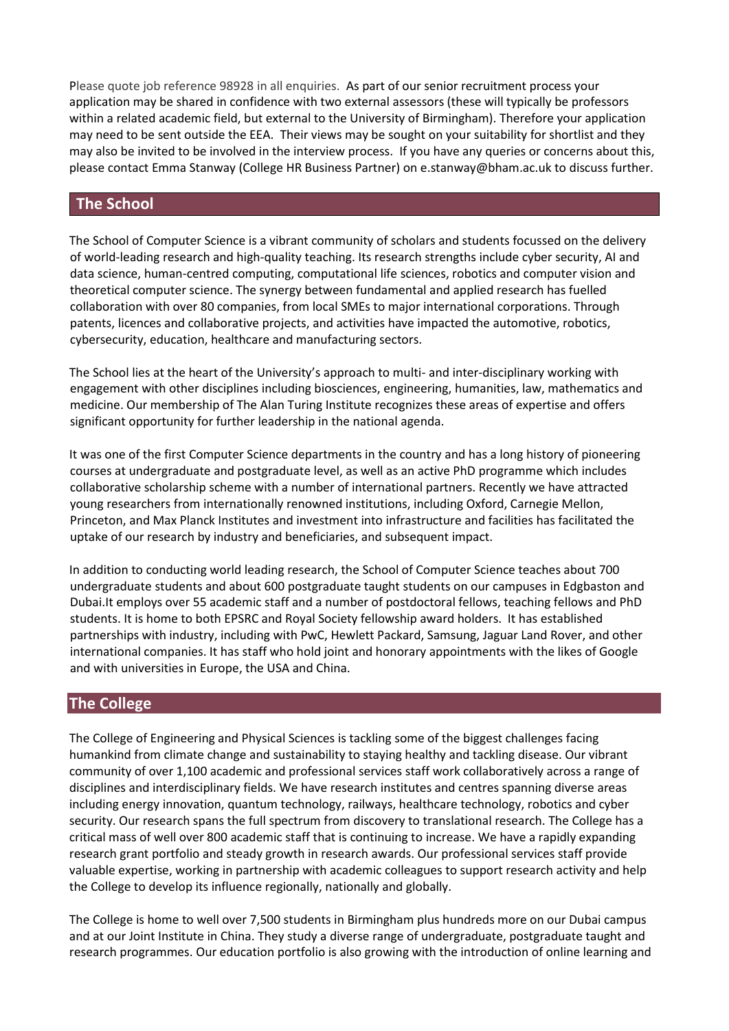Please quote job reference 98928 in all enquiries. As part of our senior recruitment process your application may be shared in confidence with two external assessors (these will typically be professors within a related academic field, but external to the University of Birmingham). Therefore your application may need to be sent outside the EEA. Their views may be sought on your suitability for shortlist and they may also be invited to be involved in the interview process. If you have any queries or concerns about this, please contact Emma Stanway (College HR Business Partner) on e.stanway@bham.ac.uk to discuss further.

## The School

The School of Computer Science is a vibrant community of scholars and students focussed on the delivery of world-leading research and high-quality teaching. Its research strengths include cyber security, AI and data science, human-centred computing, computational life sciences, robotics and computer vision and theoretical computer science. The synergy between fundamental and applied research has fuelled collaboration with over 80 companies, from local SMEs to major international corporations. Through patents, licences and collaborative projects, and activities have impacted the automotive, robotics, cybersecurity, education, healthcare and manufacturing sectors.

The School lies at the heart of the University's approach to multi- and inter-disciplinary working with engagement with other disciplines including biosciences, engineering, humanities, law, mathematics and medicine. Our membership of The Alan Turing Institute recognizes these areas of expertise and offers significant opportunity for further leadership in the national agenda.

It was one of the first Computer Science departments in the country and has a long history of pioneering courses at undergraduate and postgraduate level, as well as an active PhD programme which includes collaborative scholarship scheme with a number of international partners. Recently we have attracted young researchers from internationally renowned institutions, including Oxford, Carnegie Mellon, Princeton, and Max Planck Institutes and investment into infrastructure and facilities has facilitated the uptake of our research by industry and beneficiaries, and subsequent impact.

In addition to conducting world leading research, the School of Computer Science teaches about 700 undergraduate students and about 600 postgraduate taught students on our campuses in Edgbaston and Dubai.It employs over 55 academic staff and a number of postdoctoral fellows, teaching fellows and PhD students. It is home to both EPSRC and Royal Society fellowship award holders. It has established partnerships with industry, including with PwC, Hewlett Packard, Samsung, Jaguar Land Rover, and other international companies. It has staff who hold joint and honorary appointments with the likes of Google and with universities in Europe, the USA and China.

## The College

The College of Engineering and Physical Sciences is tackling some of the biggest challenges facing humankind from climate change and sustainability to staying healthy and tackling disease. Our vibrant community of over 1,100 academic and professional services staff work collaboratively across a range of disciplines and interdisciplinary fields. We have research institutes and centres spanning diverse areas including energy innovation, quantum technology, railways, healthcare technology, robotics and cyber security. Our research spans the full spectrum from discovery to translational research. The College has a critical mass of well over 800 academic staff that is continuing to increase. We have a rapidly expanding research grant portfolio and steady growth in research awards. Our professional services staff provide valuable expertise, working in partnership with academic colleagues to support research activity and help the College to develop its influence regionally, nationally and globally.

The College is home to well over 7,500 students in Birmingham plus hundreds more on our Dubai campus and at our Joint Institute in China. They study a diverse range of undergraduate, postgraduate taught and research programmes. Our education portfolio is also growing with the introduction of online learning and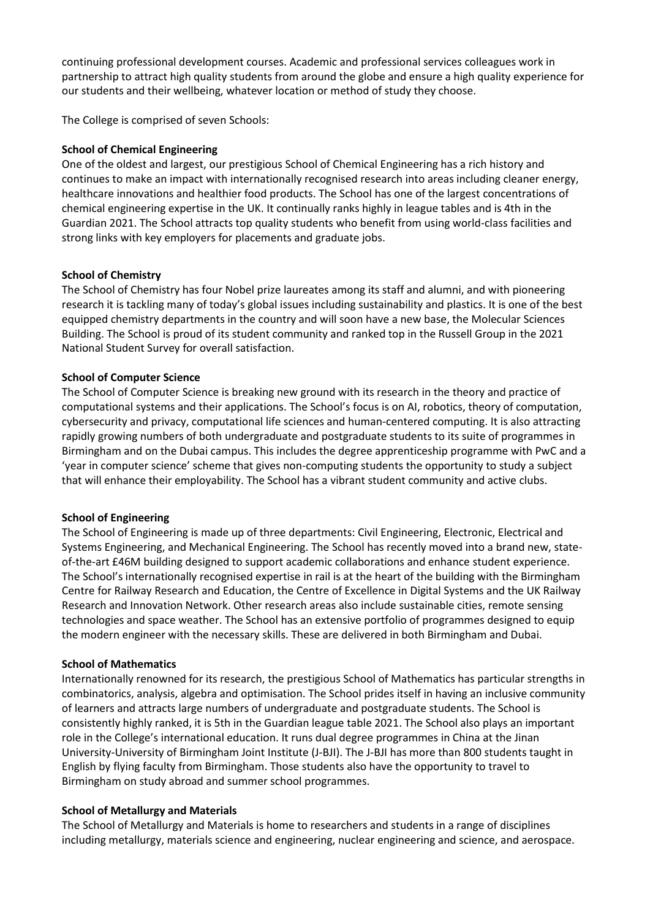continuing professional development courses. Academic and professional services colleagues work in partnership to attract high quality students from around the globe and ensure a high quality experience for our students and their wellbeing, whatever location or method of study they choose.

The College is comprised of seven Schools:

**School of Chemical Engineering**
One of the oldest and largest, our prestigious School of Chemical Engineering has a rich history and continues to make an impact with internationally recognised research into areas including cleaner energy, healthcare innovations and healthier food products. The School has one of the largest concentrations of chemical engineering expertise in the UK. It continually ranks highly in league tables and is 4th in the Guardian 2021. The School attracts top quality students who benefit from using world-class facilities and strong links with key employers for placements and graduate jobs.

**School of Chemistry**
The School of Chemistry has four Nobel prize laureates among its staff and alumni, and with pioneering research it is tackling many of today's global issues including sustainability and plastics. It is one of the best equipped chemistry departments in the country and will soon have a new base, the Molecular Sciences Building. The School is proud of its student community and ranked top in the Russell Group in the 2021 National Student Survey for overall satisfaction.

**School of Computer Science**
The School of Computer Science is breaking new ground with its research in the theory and practice of computational systems and their applications. The School's focus is on AI, robotics, theory of computation, cybersecurity and privacy, computational life sciences and human-centered computing. It is also attracting rapidly growing numbers of both undergraduate and postgraduate students to its suite of programmes in Birmingham and on the Dubai campus. This includes the degree apprenticeship programme with PwC and a 'year in computer science' scheme that gives non-computing students the opportunity to study a subject that will enhance their employability. The School has a vibrant student community and active clubs.

**School of Engineering**
The School of Engineering is made up of three departments: Civil Engineering, Electronic, Electrical and Systems Engineering, and Mechanical Engineering. The School has recently moved into a brand new, state-of-the-art £46M building designed to support academic collaborations and enhance student experience. The School's internationally recognised expertise in rail is at the heart of the building with the Birmingham Centre for Railway Research and Education, the Centre of Excellence in Digital Systems and the UK Railway Research and Innovation Network. Other research areas also include sustainable cities, remote sensing technologies and space weather. The School has an extensive portfolio of programmes designed to equip the modern engineer with the necessary skills. These are delivered in both Birmingham and Dubai.

**School of Mathematics**
Internationally renowned for its research, the prestigious School of Mathematics has particular strengths in combinatorics, analysis, algebra and optimisation. The School prides itself in having an inclusive community of learners and attracts large numbers of undergraduate and postgraduate students. The School is consistently highly ranked, it is 5th in the Guardian league table 2021. The School also plays an important role in the College's international education. It runs dual degree programmes in China at the Jinan University-University of Birmingham Joint Institute (J-BJI). The J-BJI has more than 800 students taught in English by flying faculty from Birmingham. Those students also have the opportunity to travel to Birmingham on study abroad and summer school programmes.

**School of Metallurgy and Materials**
The School of Metallurgy and Materials is home to researchers and students in a range of disciplines including metallurgy, materials science and engineering, nuclear engineering and science, and aerospace.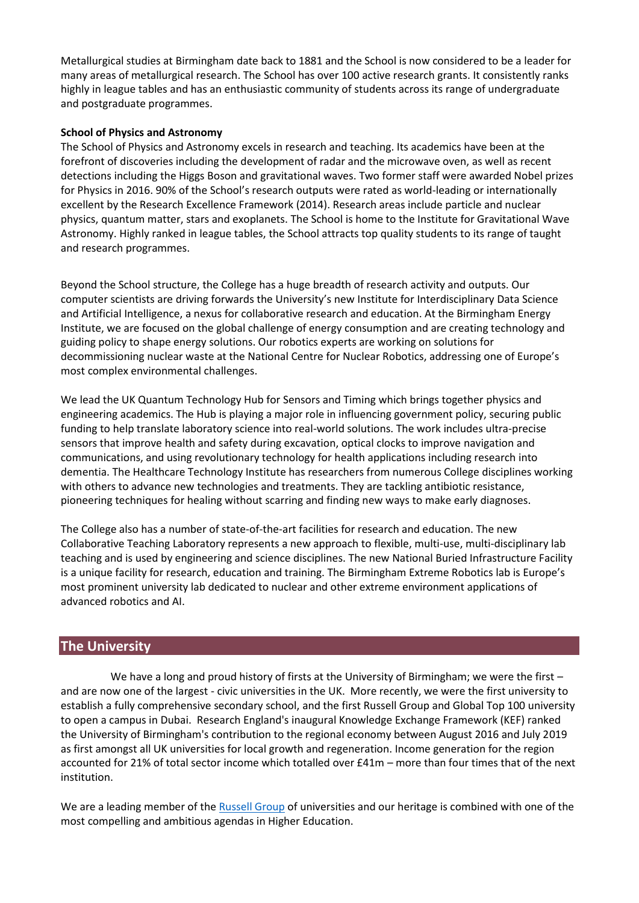Metallurgical studies at Birmingham date back to 1881 and the School is now considered to be a leader for many areas of metallurgical research. The School has over 100 active research grants. It consistently ranks highly in league tables and has an enthusiastic community of students across its range of undergraduate and postgraduate programmes.

**School of Physics and Astronomy**

The School of Physics and Astronomy excels in research and teaching. Its academics have been at the forefront of discoveries including the development of radar and the microwave oven, as well as recent detections including the Higgs Boson and gravitational waves. Two former staff were awarded Nobel prizes for Physics in 2016. 90% of the School's research outputs were rated as world-leading or internationally excellent by the Research Excellence Framework (2014). Research areas include particle and nuclear physics, quantum matter, stars and exoplanets. The School is home to the Institute for Gravitational Wave Astronomy. Highly ranked in league tables, the School attracts top quality students to its range of taught and research programmes.

Beyond the School structure, the College has a huge breadth of research activity and outputs. Our computer scientists are driving forwards the University's new Institute for Interdisciplinary Data Science and Artificial Intelligence, a nexus for collaborative research and education. At the Birmingham Energy Institute, we are focused on the global challenge of energy consumption and are creating technology and guiding policy to shape energy solutions. Our robotics experts are working on solutions for decommissioning nuclear waste at the National Centre for Nuclear Robotics, addressing one of Europe's most complex environmental challenges.

We lead the UK Quantum Technology Hub for Sensors and Timing which brings together physics and engineering academics. The Hub is playing a major role in influencing government policy, securing public funding to help translate laboratory science into real-world solutions. The work includes ultra-precise sensors that improve health and safety during excavation, optical clocks to improve navigation and communications, and using revolutionary technology for health applications including research into dementia. The Healthcare Technology Institute has researchers from numerous College disciplines working with others to advance new technologies and treatments. They are tackling antibiotic resistance, pioneering techniques for healing without scarring and finding new ways to make early diagnoses.

The College also has a number of state-of-the-art facilities for research and education. The new Collaborative Teaching Laboratory represents a new approach to flexible, multi-use, multi-disciplinary lab teaching and is used by engineering and science disciplines. The new National Buried Infrastructure Facility is a unique facility for research, education and training. The Birmingham Extreme Robotics lab is Europe's most prominent university lab dedicated to nuclear and other extreme environment applications of advanced robotics and AI.

## The University

We have a long and proud history of firsts at the University of Birmingham; we were the first – and are now one of the largest - civic universities in the UK. More recently, we were the first university to establish a fully comprehensive secondary school, and the first Russell Group and Global Top 100 university to open a campus in Dubai. Research England's inaugural Knowledge Exchange Framework (KEF) ranked the University of Birmingham's contribution to the regional economy between August 2016 and July 2019 as first amongst all UK universities for local growth and regeneration. Income generation for the region accounted for 21% of total sector income which totalled over £41m – more than four times that of the next institution.

We are a leading member of the Russell Group of universities and our heritage is combined with one of the most compelling and ambitious agendas in Higher Education.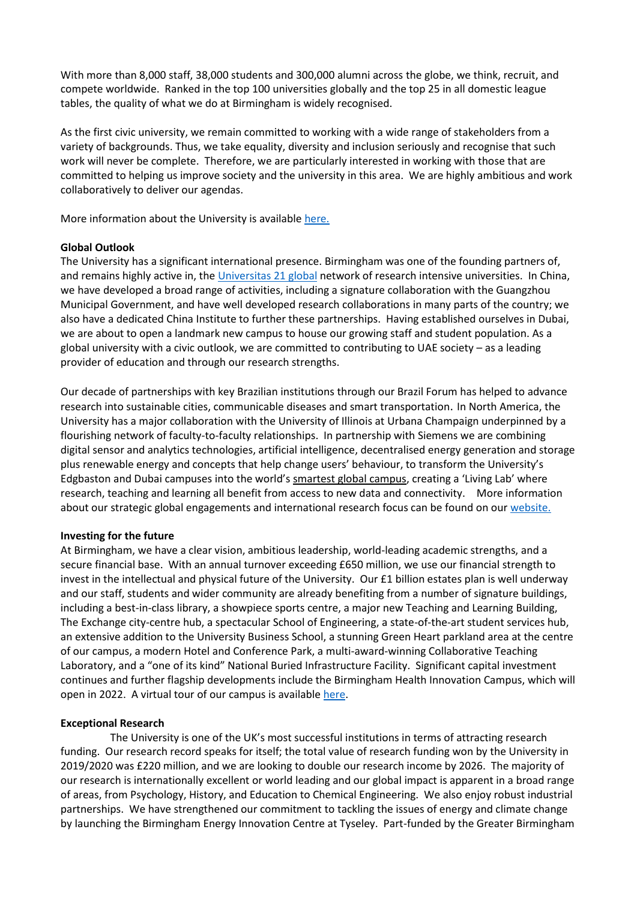With more than 8,000 staff, 38,000 students and 300,000 alumni across the globe, we think, recruit, and compete worldwide. Ranked in the top 100 universities globally and the top 25 in all domestic league tables, the quality of what we do at Birmingham is widely recognised.

As the first civic university, we remain committed to working with a wide range of stakeholders from a variety of backgrounds. Thus, we take equality, diversity and inclusion seriously and recognise that such work will never be complete. Therefore, we are particularly interested in working with those that are committed to helping us improve society and the university in this area. We are highly ambitious and work collaboratively to deliver our agendas.

More information about the University is available here.

**Global Outlook**

The University has a significant international presence. Birmingham was one of the founding partners of, and remains highly active in, the Universitas 21 global network of research intensive universities. In China, we have developed a broad range of activities, including a signature collaboration with the Guangzhou Municipal Government, and have well developed research collaborations in many parts of the country; we also have a dedicated China Institute to further these partnerships. Having established ourselves in Dubai, we are about to open a landmark new campus to house our growing staff and student population. As a global university with a civic outlook, we are committed to contributing to UAE society – as a leading provider of education and through our research strengths.

Our decade of partnerships with key Brazilian institutions through our Brazil Forum has helped to advance research into sustainable cities, communicable diseases and smart transportation. In North America, the University has a major collaboration with the University of Illinois at Urbana Champaign underpinned by a flourishing network of faculty-to-faculty relationships. In partnership with Siemens we are combining digital sensor and analytics technologies, artificial intelligence, decentralised energy generation and storage plus renewable energy and concepts that help change users' behaviour, to transform the University's Edgbaston and Dubai campuses into the world's smartest global campus, creating a 'Living Lab' where research, teaching and learning all benefit from access to new data and connectivity. More information about our strategic global engagements and international research focus can be found on our website.

**Investing for the future**

At Birmingham, we have a clear vision, ambitious leadership, world-leading academic strengths, and a secure financial base. With an annual turnover exceeding £650 million, we use our financial strength to invest in the intellectual and physical future of the University. Our £1 billion estates plan is well underway and our staff, students and wider community are already benefiting from a number of signature buildings, including a best-in-class library, a showpiece sports centre, a major new Teaching and Learning Building, The Exchange city-centre hub, a spectacular School of Engineering, a state-of-the-art student services hub, an extensive addition to the University Business School, a stunning Green Heart parkland area at the centre of our campus, a modern Hotel and Conference Park, a multi-award-winning Collaborative Teaching Laboratory, and a "one of its kind" National Buried Infrastructure Facility. Significant capital investment continues and further flagship developments include the Birmingham Health Innovation Campus, which will open in 2022. A virtual tour of our campus is available here.

**Exceptional Research**

The University is one of the UK's most successful institutions in terms of attracting research funding. Our research record speaks for itself; the total value of research funding won by the University in 2019/2020 was £220 million, and we are looking to double our research income by 2026. The majority of our research is internationally excellent or world leading and our global impact is apparent in a broad range of areas, from Psychology, History, and Education to Chemical Engineering. We also enjoy robust industrial partnerships. We have strengthened our commitment to tackling the issues of energy and climate change by launching the Birmingham Energy Innovation Centre at Tyseley. Part-funded by the Greater Birmingham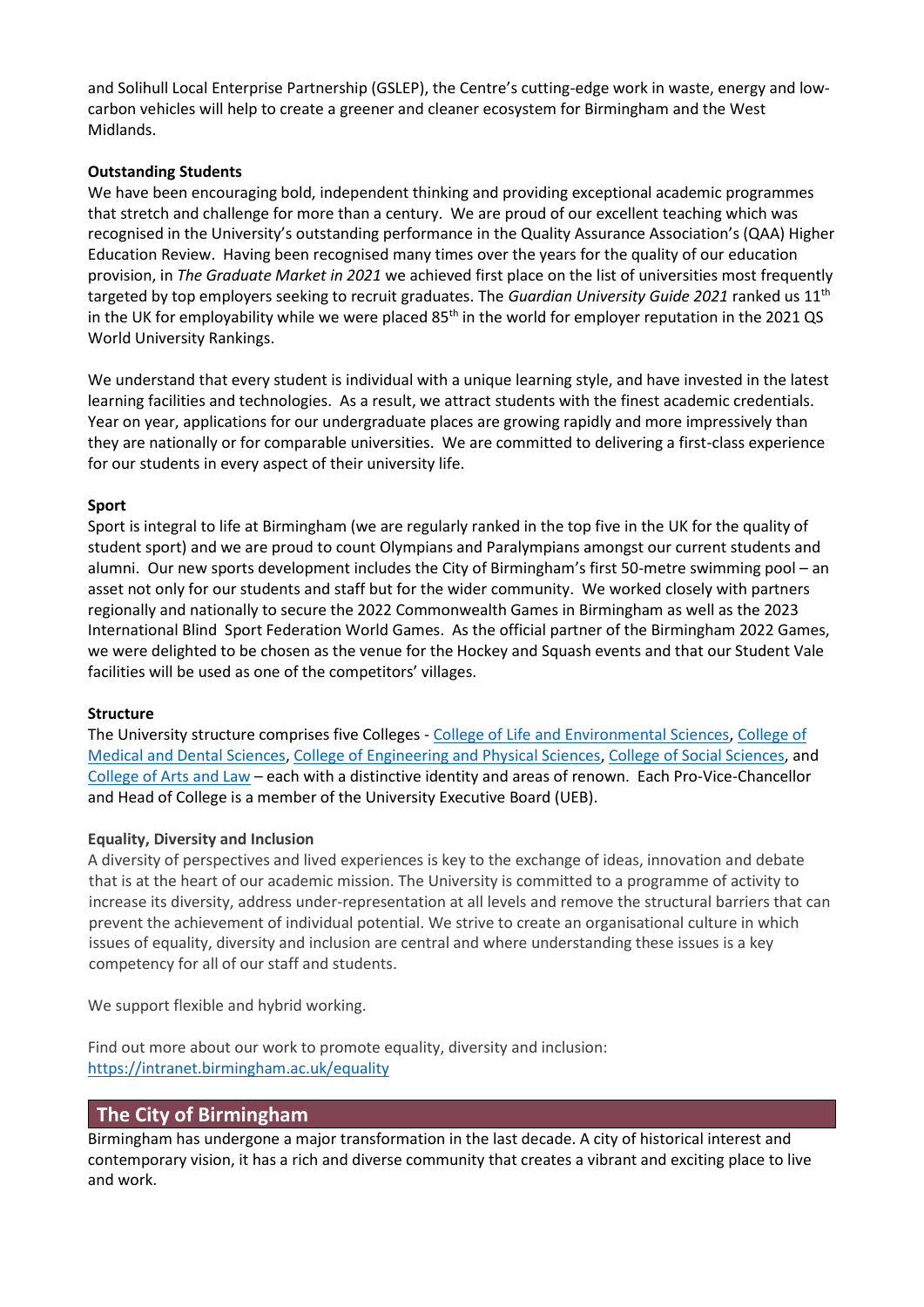and Solihull Local Enterprise Partnership (GSLEP), the Centre's cutting-edge work in waste, energy and low-carbon vehicles will help to create a greener and cleaner ecosystem for Birmingham and the West Midlands.

**Outstanding Students**

We have been encouraging bold, independent thinking and providing exceptional academic programmes that stretch and challenge for more than a century. We are proud of our excellent teaching which was recognised in the University's outstanding performance in the Quality Assurance Association's (QAA) Higher Education Review. Having been recognised many times over the years for the quality of our education provision, in *The Graduate Market in 2021* we achieved first place on the list of universities most frequently targeted by top employers seeking to recruit graduates. The *Guardian University Guide 2021* ranked us 11th in the UK for employability while we were placed 85th in the world for employer reputation in the 2021 QS World University Rankings.

We understand that every student is individual with a unique learning style, and have invested in the latest learning facilities and technologies. As a result, we attract students with the finest academic credentials. Year on year, applications for our undergraduate places are growing rapidly and more impressively than they are nationally or for comparable universities. We are committed to delivering a first-class experience for our students in every aspect of their university life.

**Sport**

Sport is integral to life at Birmingham (we are regularly ranked in the top five in the UK for the quality of student sport) and we are proud to count Olympians and Paralympians amongst our current students and alumni. Our new sports development includes the City of Birmingham's first 50-metre swimming pool – an asset not only for our students and staff but for the wider community. We worked closely with partners regionally and nationally to secure the 2022 Commonwealth Games in Birmingham as well as the 2023 International Blind Sport Federation World Games. As the official partner of the Birmingham 2022 Games, we were delighted to be chosen as the venue for the Hockey and Squash events and that our Student Vale facilities will be used as one of the competitors' villages.

**Structure**

The University structure comprises five Colleges - College of Life and Environmental Sciences, College of Medical and Dental Sciences, College of Engineering and Physical Sciences, College of Social Sciences, and College of Arts and Law – each with a distinctive identity and areas of renown. Each Pro-Vice-Chancellor and Head of College is a member of the University Executive Board (UEB).

**Equality, Diversity and Inclusion**

A diversity of perspectives and lived experiences is key to the exchange of ideas, innovation and debate that is at the heart of our academic mission. The University is committed to a programme of activity to increase its diversity, address under-representation at all levels and remove the structural barriers that can prevent the achievement of individual potential. We strive to create an organisational culture in which issues of equality, diversity and inclusion are central and where understanding these issues is a key competency for all of our staff and students.

We support flexible and hybrid working.

Find out more about our work to promote equality, diversity and inclusion: https://intranet.birmingham.ac.uk/equality

## The City of Birmingham

Birmingham has undergone a major transformation in the last decade. A city of historical interest and contemporary vision, it has a rich and diverse community that creates a vibrant and exciting place to live and work.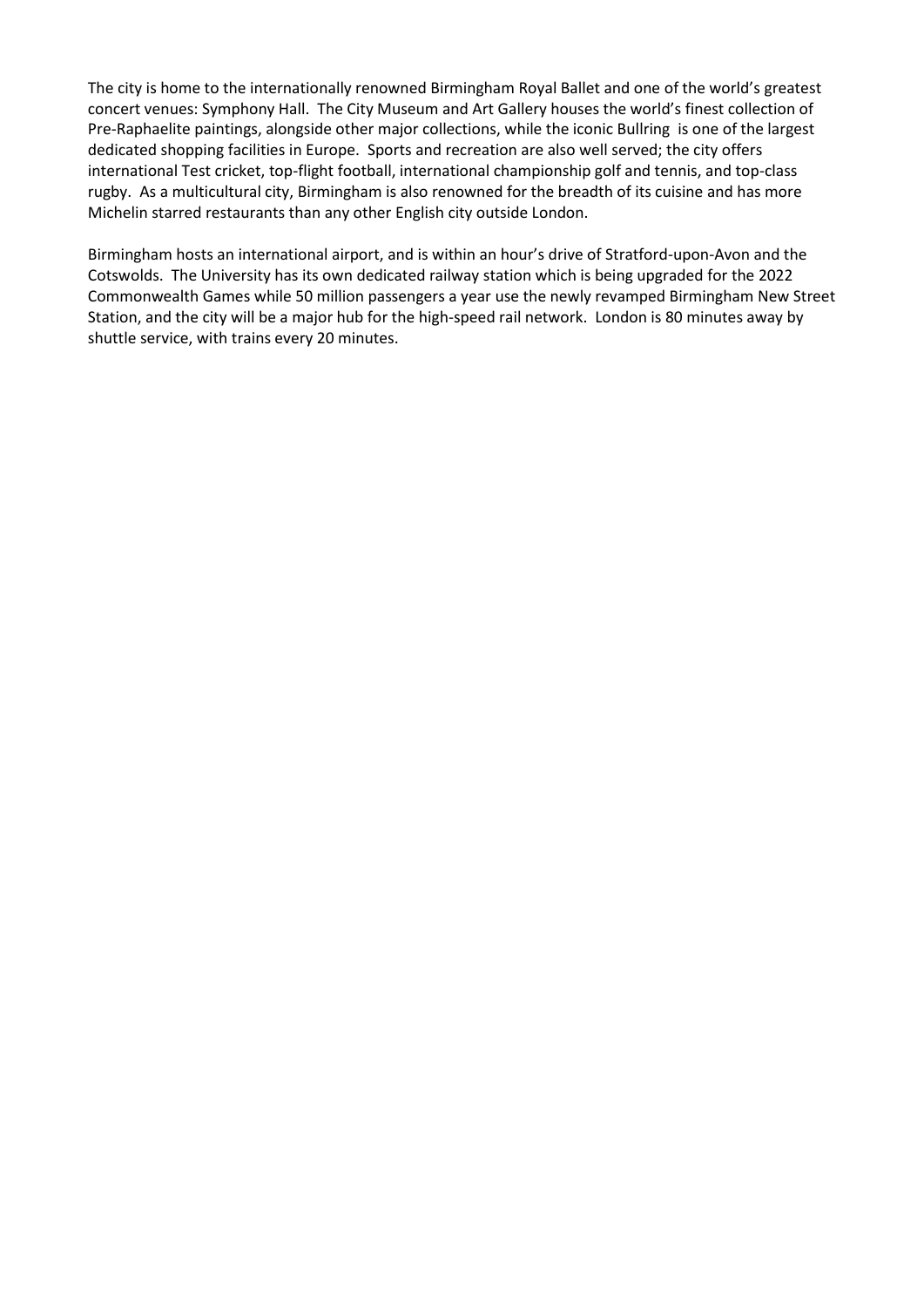The city is home to the internationally renowned Birmingham Royal Ballet and one of the world's greatest concert venues: Symphony Hall. The City Museum and Art Gallery houses the world's finest collection of Pre-Raphaelite paintings, alongside other major collections, while the iconic Bullring is one of the largest dedicated shopping facilities in Europe. Sports and recreation are also well served; the city offers international Test cricket, top-flight football, international championship golf and tennis, and top-class rugby. As a multicultural city, Birmingham is also renowned for the breadth of its cuisine and has more Michelin starred restaurants than any other English city outside London.

Birmingham hosts an international airport, and is within an hour's drive of Stratford-upon-Avon and the Cotswolds. The University has its own dedicated railway station which is being upgraded for the 2022 Commonwealth Games while 50 million passengers a year use the newly revamped Birmingham New Street Station, and the city will be a major hub for the high-speed rail network. London is 80 minutes away by shuttle service, with trains every 20 minutes.